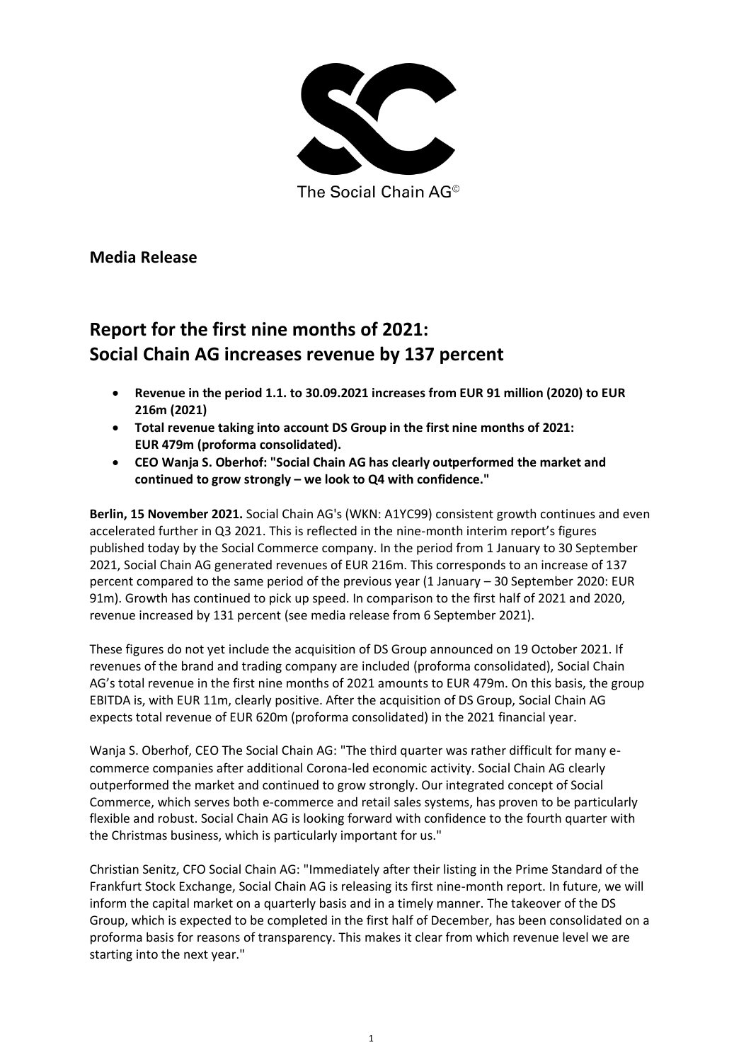The Social Chain AG©

**Media Release**

# Report for the first nine months of 2021: Social Chain AG increases revenue by 137 percent

- **Revenue in the period 1.1. to 30.09.2021 increases from EUR 91 million (2020) to EUR 216m (2021)**
- **Total revenue taking into account DS Group in the first nine months of 2021: EUR 479m (proforma consolidated).**
- **CEO Wanja S. Oberhof: "Social Chain AG has clearly outperformed the market and continued to grow strongly – we look to Q4 with confidence."**

**Berlin, 15 November 2021.** Social Chain AG's (WKN: A1YC99) consistent growth continues and even accelerated further in Q3 2021. This is reflected in the nine-month interim report's figures published today by the Social Commerce company. In the period from 1 January to 30 September 2021, Social Chain AG generated revenues of EUR 216m. This corresponds to an increase of 137 percent compared to the same period of the previous year (1 January – 30 September 2020: EUR 91m). Growth has continued to pick up speed. In comparison to the first half of 2021 and 2020, revenue increased by 131 percent (see media release from 6 September 2021).

These figures do not yet include the acquisition of DS Group announced on 19 October 2021. If revenues of the brand and trading company are included (proforma consolidated), Social Chain AG's total revenue in the first nine months of 2021 amounts to EUR 479m. On this basis, the group EBITDA is, with EUR 11m, clearly positive. After the acquisition of DS Group, Social Chain AG expects total revenue of EUR 620m (proforma consolidated) in the 2021 financial year.

Wanja S. Oberhof, CEO The Social Chain AG: "The third quarter was rather difficult for many e-commerce companies after additional Corona-led economic activity. Social Chain AG clearly outperformed the market and continued to grow strongly. Our integrated concept of Social Commerce, which serves both e-commerce and retail sales systems, has proven to be particularly flexible and robust. Social Chain AG is looking forward with confidence to the fourth quarter with the Christmas business, which is particularly important for us."

Christian Senitz, CFO Social Chain AG: "Immediately after their listing in the Prime Standard of the Frankfurt Stock Exchange, Social Chain AG is releasing its first nine-month report. In future, we will inform the capital market on a quarterly basis and in a timely manner. The takeover of the DS Group, which is expected to be completed in the first half of December, has been consolidated on a proforma basis for reasons of transparency. This makes it clear from which revenue level we are starting into the next year."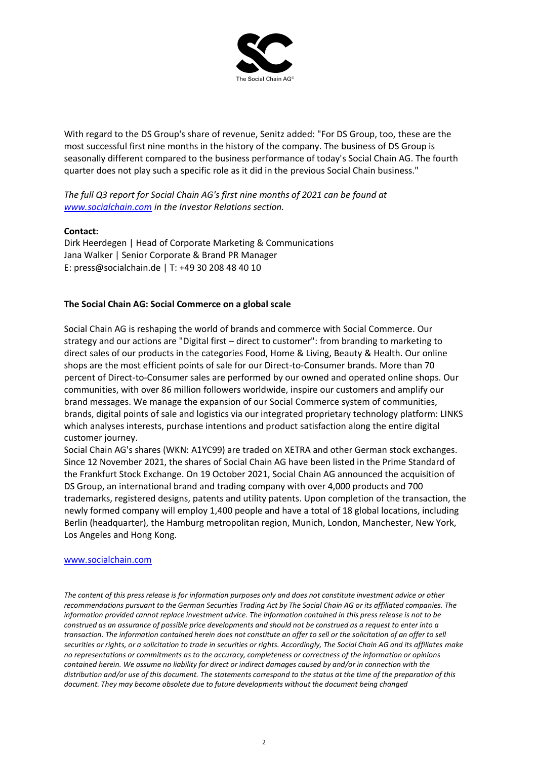With regard to the DS Group's share of revenue, Senitz added: "For DS Group, too, these are the most successful first nine months in the history of the company. The business of DS Group is seasonally different compared to the business performance of today's Social Chain AG. The fourth quarter does not play such a specific role as it did in the previous Social Chain business."

*The full Q3 report for Social Chain AG's first nine months of 2021 can be found at [www.socialchain.com](http://www.socialchain.com) in the Investor Relations section.*

**Contact:**
Dirk Heerdegen | Head of Corporate Marketing & Communications
Jana Walker | Senior Corporate & Brand PR Manager
E: press@socialchain.de | T: +49 30 208 48 40 10

**The Social Chain AG: Social Commerce on a global scale**

Social Chain AG is reshaping the world of brands and commerce with Social Commerce. Our strategy and our actions are "Digital first – direct to customer": from branding to marketing to direct sales of our products in the categories Food, Home & Living, Beauty & Health. Our online shops are the most efficient points of sale for our Direct-to-Consumer brands. More than 70 percent of Direct-to-Consumer sales are performed by our owned and operated online shops. Our communities, with over 86 million followers worldwide, inspire our customers and amplify our brand messages. We manage the expansion of our Social Commerce system of communities, brands, digital points of sale and logistics via our integrated proprietary technology platform: LINKS which analyses interests, purchase intentions and product satisfaction along the entire digital customer journey.

Social Chain AG's shares (WKN: A1YC99) are traded on XETRA and other German stock exchanges. Since 12 November 2021, the shares of Social Chain AG have been listed in the Prime Standard of the Frankfurt Stock Exchange. On 19 October 2021, Social Chain AG announced the acquisition of DS Group, an international brand and trading company with over 4,000 products and 700 trademarks, registered designs, patents and utility patents. Upon completion of the transaction, the newly formed company will employ 1,400 people and have a total of 18 global locations, including Berlin (headquarter), the Hamburg metropolitan region, Munich, London, Manchester, New York, Los Angeles and Hong Kong.

[www.socialchain.com](http://www.socialchain.com)

*The content of this press release is for information purposes only and does not constitute investment advice or other recommendations pursuant to the German Securities Trading Act by The Social Chain AG or its affiliated companies. The information provided cannot replace investment advice. The information contained in this press release is not to be construed as an assurance of possible price developments and should not be construed as a request to enter into a transaction. The information contained herein does not constitute an offer to sell or the solicitation of an offer to sell securities or rights, or a solicitation to trade in securities or rights. Accordingly, The Social Chain AG and its affiliates make no representations or commitments as to the accuracy, completeness or correctness of the information or opinions contained herein. We assume no liability for direct or indirect damages caused by and/or in connection with the distribution and/or use of this document. The statements correspond to the status at the time of the preparation of this document. They may become obsolete due to future developments without the document being changed*